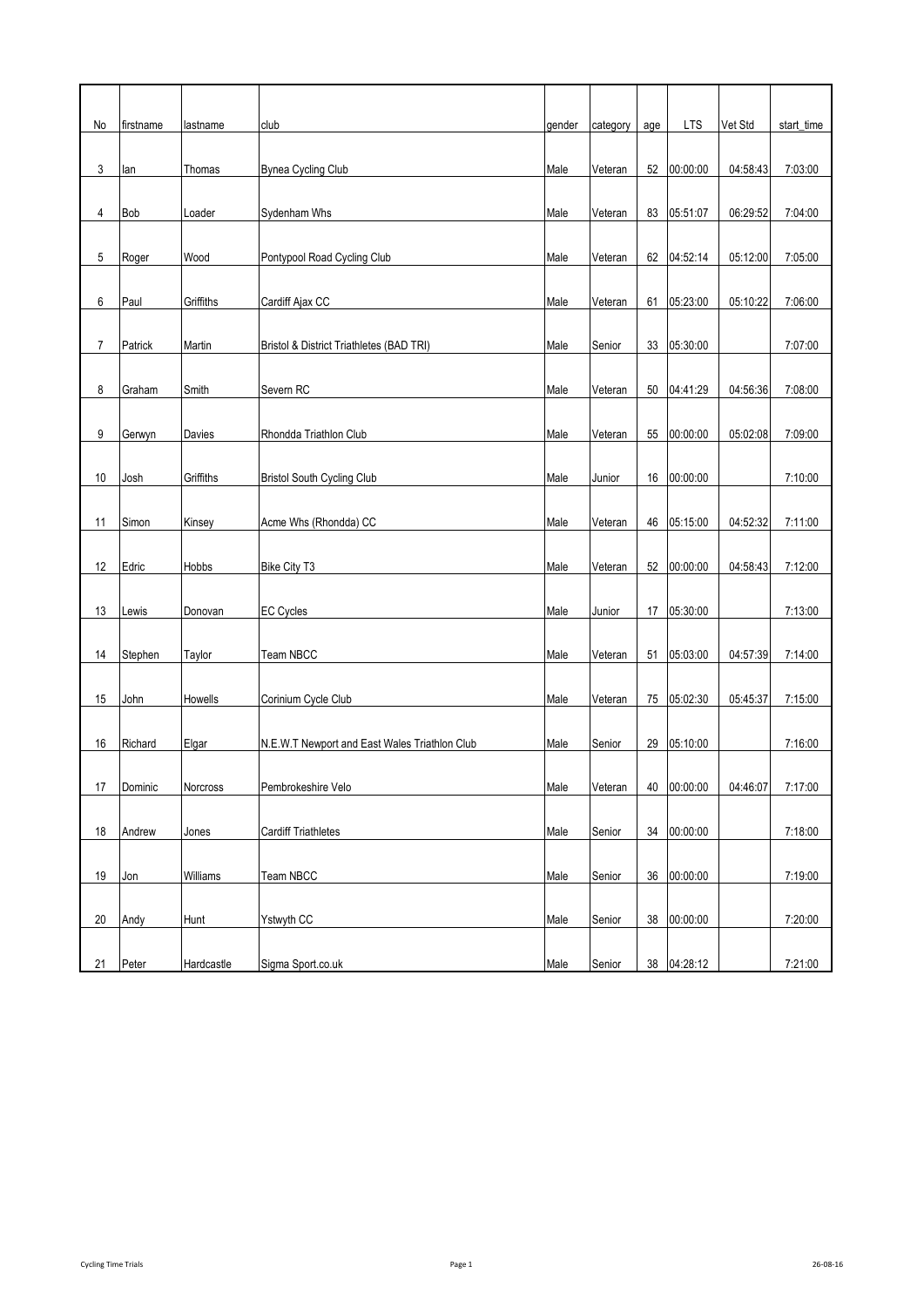| No | firstname | lastname | club | gender | category | age | LTS | Vet Std | start_time |
|---|---|---|---|---|---|---|---|---|---|
| 3 | Ian | Thomas | Bynea Cycling Club | Male | Veteran | 52 | 00:00:00 | 04:58:43 | 7:03:00 |
| 4 | Bob | Loader | Sydenham Whs | Male | Veteran | 83 | 05:51:07 | 06:29:52 | 7:04:00 |
| 5 | Roger | Wood | Pontypool Road Cycling Club | Male | Veteran | 62 | 04:52:14 | 05:12:00 | 7:05:00 |
| 6 | Paul | Griffiths | Cardiff Ajax CC | Male | Veteran | 61 | 05:23:00 | 05:10:22 | 7:06:00 |
| 7 | Patrick | Martin | Bristol & District Triathletes (BAD TRI) | Male | Senior | 33 | 05:30:00 | | 7:07:00 |
| 8 | Graham | Smith | Severn RC | Male | Veteran | 50 | 04:41:29 | 04:56:36 | 7:08:00 |
| 9 | Gerwyn | Davies | Rhondda Triathlon Club | Male | Veteran | 55 | 00:00:00 | 05:02:08 | 7:09:00 |
| 10 | Josh | Griffiths | Bristol South Cycling Club | Male | Junior | 16 | 00:00:00 | | 7:10:00 |
| 11 | Simon | Kinsey | Acme Whs (Rhondda) CC | Male | Veteran | 46 | 05:15:00 | 04:52:32 | 7:11:00 |
| 12 | Edric | Hobbs | Bike City T3 | Male | Veteran | 52 | 00:00:00 | 04:58:43 | 7:12:00 |
| 13 | Lewis | Donovan | EC Cycles | Male | Junior | 17 | 05:30:00 | | 7:13:00 |
| 14 | Stephen | Taylor | Team NBCC | Male | Veteran | 51 | 05:03:00 | 04:57:39 | 7:14:00 |
| 15 | John | Howells | Corinium Cycle Club | Male | Veteran | 75 | 05:02:30 | 05:45:37 | 7:15:00 |
| 16 | Richard | Elgar | N.E.W.T Newport and East Wales Triathlon Club | Male | Senior | 29 | 05:10:00 | | 7:16:00 |
| 17 | Dominic | Norcross | Pembrokeshire Velo | Male | Veteran | 40 | 00:00:00 | 04:46:07 | 7:17:00 |
| 18 | Andrew | Jones | Cardiff Triathletes | Male | Senior | 34 | 00:00:00 | | 7:18:00 |
| 19 | Jon | Williams | Team NBCC | Male | Senior | 36 | 00:00:00 | | 7:19:00 |
| 20 | Andy | Hunt | Ystwyth CC | Male | Senior | 38 | 00:00:00 | | 7:20:00 |
| 21 | Peter | Hardcastle | Sigma Sport.co.uk | Male | Senior | 38 | 04:28:12 | | 7:21:00 |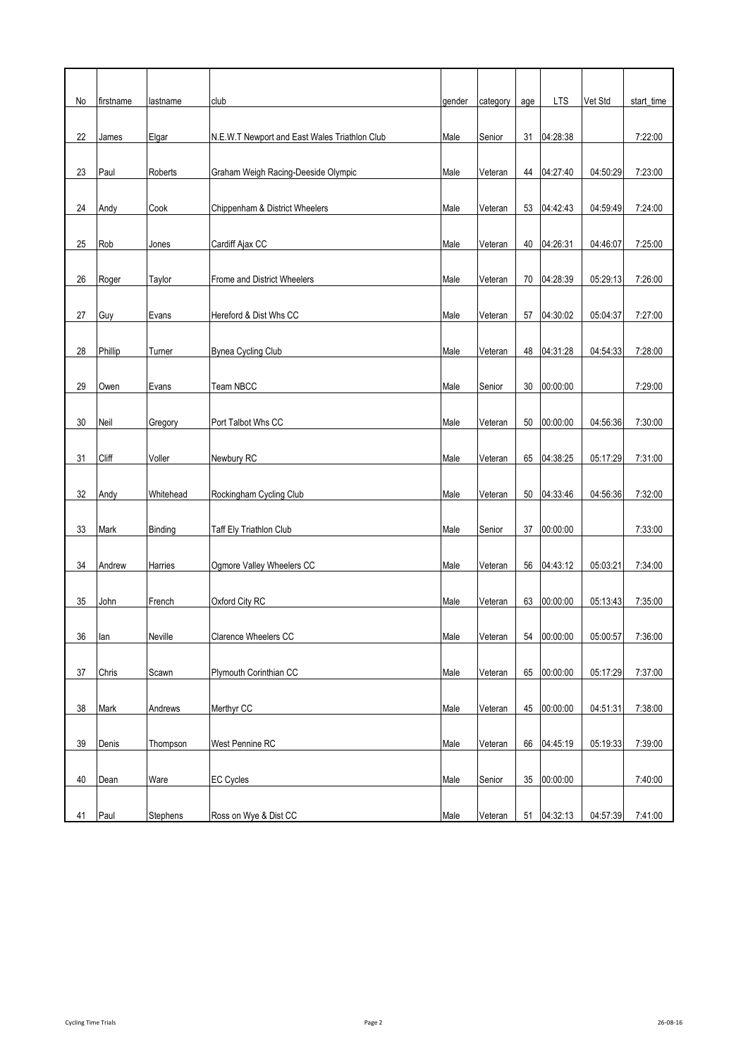| No | firstname | lastname | club | gender | category | age | LTS | Vet Std | start_time |
|---|---|---|---|---|---|---|---|---|---|
| 22 | James | Elgar | N.E.W.T Newport and East Wales Triathlon Club | Male | Senior | 31 | 04:28:38 | | 7:22:00 |
| 23 | Paul | Roberts | Graham Weigh Racing-Deeside Olympic | Male | Veteran | 44 | 04:27:40 | 04:50:29 | 7:23:00 |
| 24 | Andy | Cook | Chippenham & District Wheelers | Male | Veteran | 53 | 04:42:43 | 04:59:49 | 7:24:00 |
| 25 | Rob | Jones | Cardiff Ajax CC | Male | Veteran | 40 | 04:26:31 | 04:46:07 | 7:25:00 |
| 26 | Roger | Taylor | Frome and District Wheelers | Male | Veteran | 70 | 04:28:39 | 05:29:13 | 7:26:00 |
| 27 | Guy | Evans | Hereford & Dist Whs CC | Male | Veteran | 57 | 04:30:02 | 05:04:37 | 7:27:00 |
| 28 | Phillip | Turner | Bynea Cycling Club | Male | Veteran | 48 | 04:31:28 | 04:54:33 | 7:28:00 |
| 29 | Owen | Evans | Team NBCC | Male | Senior | 30 | 00:00:00 | | 7:29:00 |
| 30 | Neil | Gregory | Port Talbot Whs CC | Male | Veteran | 50 | 00:00:00 | 04:56:36 | 7:30:00 |
| 31 | Cliff | Voller | Newbury RC | Male | Veteran | 65 | 04:38:25 | 05:17:29 | 7:31:00 |
| 32 | Andy | Whitehead | Rockingham Cycling Club | Male | Veteran | 50 | 04:33:46 | 04:56:36 | 7:32:00 |
| 33 | Mark | Binding | Taff Ely Triathlon Club | Male | Senior | 37 | 00:00:00 | | 7:33:00 |
| 34 | Andrew | Harries | Ogmore Valley Wheelers CC | Male | Veteran | 56 | 04:43:12 | 05:03:21 | 7:34:00 |
| 35 | John | French | Oxford City RC | Male | Veteran | 63 | 00:00:00 | 05:13:43 | 7:35:00 |
| 36 | Ian | Neville | Clarence Wheelers CC | Male | Veteran | 54 | 00:00:00 | 05:00:57 | 7:36:00 |
| 37 | Chris | Scawn | Plymouth Corinthian CC | Male | Veteran | 65 | 00:00:00 | 05:17:29 | 7:37:00 |
| 38 | Mark | Andrews | Merthyr CC | Male | Veteran | 45 | 00:00:00 | 04:51:31 | 7:38:00 |
| 39 | Denis | Thompson | West Pennine RC | Male | Veteran | 66 | 04:45:19 | 05:19:33 | 7:39:00 |
| 40 | Dean | Ware | EC Cycles | Male | Senior | 35 | 00:00:00 | | 7:40:00 |
| 41 | Paul | Stephens | Ross on Wye & Dist CC | Male | Veteran | 51 | 04:32:13 | 04:57:39 | 7:41:00 |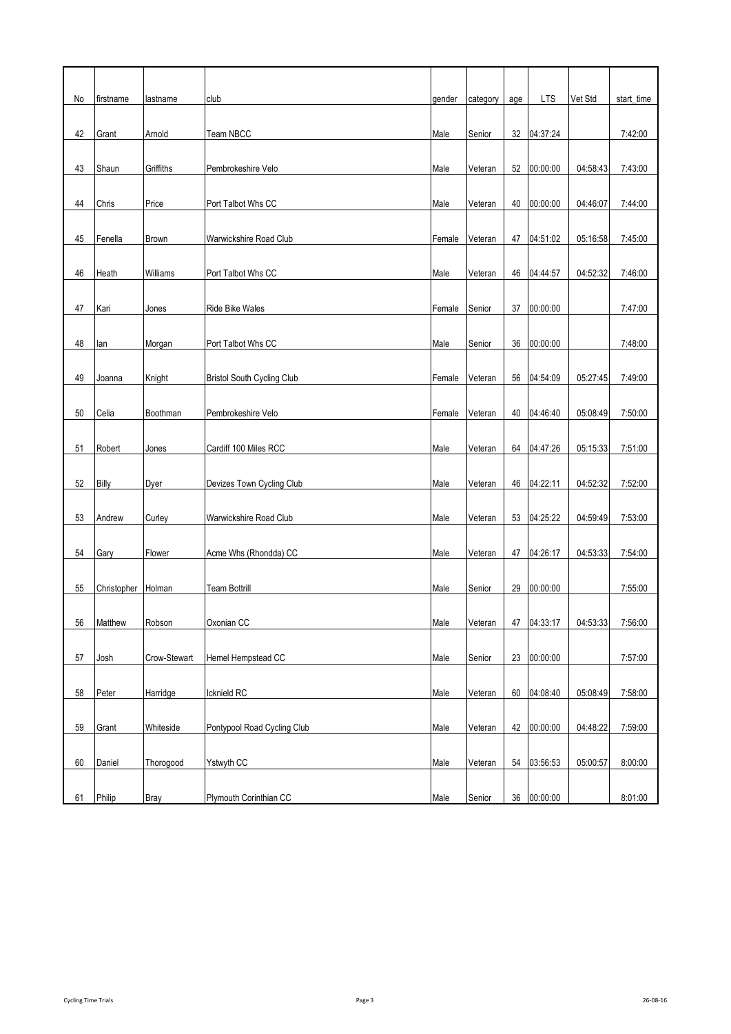| No | firstname | lastname | club | gender | category | age | LTS | Vet Std | start_time |
|---|---|---|---|---|---|---|---|---|---|
| 42 | Grant | Arnold | Team NBCC | Male | Senior | 32 | 04:37:24 | | 7:42:00 |
| 43 | Shaun | Griffiths | Pembrokeshire Velo | Male | Veteran | 52 | 00:00:00 | 04:58:43 | 7:43:00 |
| 44 | Chris | Price | Port Talbot Whs CC | Male | Veteran | 40 | 00:00:00 | 04:46:07 | 7:44:00 |
| 45 | Fenella | Brown | Warwickshire Road Club | Female | Veteran | 47 | 04:51:02 | 05:16:58 | 7:45:00 |
| 46 | Heath | Williams | Port Talbot Whs CC | Male | Veteran | 46 | 04:44:57 | 04:52:32 | 7:46:00 |
| 47 | Kari | Jones | Ride Bike Wales | Female | Senior | 37 | 00:00:00 | | 7:47:00 |
| 48 | Ian | Morgan | Port Talbot Whs CC | Male | Senior | 36 | 00:00:00 | | 7:48:00 |
| 49 | Joanna | Knight | Bristol South Cycling Club | Female | Veteran | 56 | 04:54:09 | 05:27:45 | 7:49:00 |
| 50 | Celia | Boothman | Pembrokeshire Velo | Female | Veteran | 40 | 04:46:40 | 05:08:49 | 7:50:00 |
| 51 | Robert | Jones | Cardiff 100 Miles RCC | Male | Veteran | 64 | 04:47:26 | 05:15:33 | 7:51:00 |
| 52 | Billy | Dyer | Devizes Town Cycling Club | Male | Veteran | 46 | 04:22:11 | 04:52:32 | 7:52:00 |
| 53 | Andrew | Curley | Warwickshire Road Club | Male | Veteran | 53 | 04:25:22 | 04:59:49 | 7:53:00 |
| 54 | Gary | Flower | Acme Whs (Rhondda) CC | Male | Veteran | 47 | 04:26:17 | 04:53:33 | 7:54:00 |
| 55 | Christopher | Holman | Team Bottrill | Male | Senior | 29 | 00:00:00 | | 7:55:00 |
| 56 | Matthew | Robson | Oxonian CC | Male | Veteran | 47 | 04:33:17 | 04:53:33 | 7:56:00 |
| 57 | Josh | Crow-Stewart | Hemel Hempstead CC | Male | Senior | 23 | 00:00:00 | | 7:57:00 |
| 58 | Peter | Harridge | Icknield RC | Male | Veteran | 60 | 04:08:40 | 05:08:49 | 7:58:00 |
| 59 | Grant | Whiteside | Pontypool Road Cycling Club | Male | Veteran | 42 | 00:00:00 | 04:48:22 | 7:59:00 |
| 60 | Daniel | Thorogood | Ystwyth CC | Male | Veteran | 54 | 03:56:53 | 05:00:57 | 8:00:00 |
| 61 | Philip | Bray | Plymouth Corinthian CC | Male | Senior | 36 | 00:00:00 | | 8:01:00 |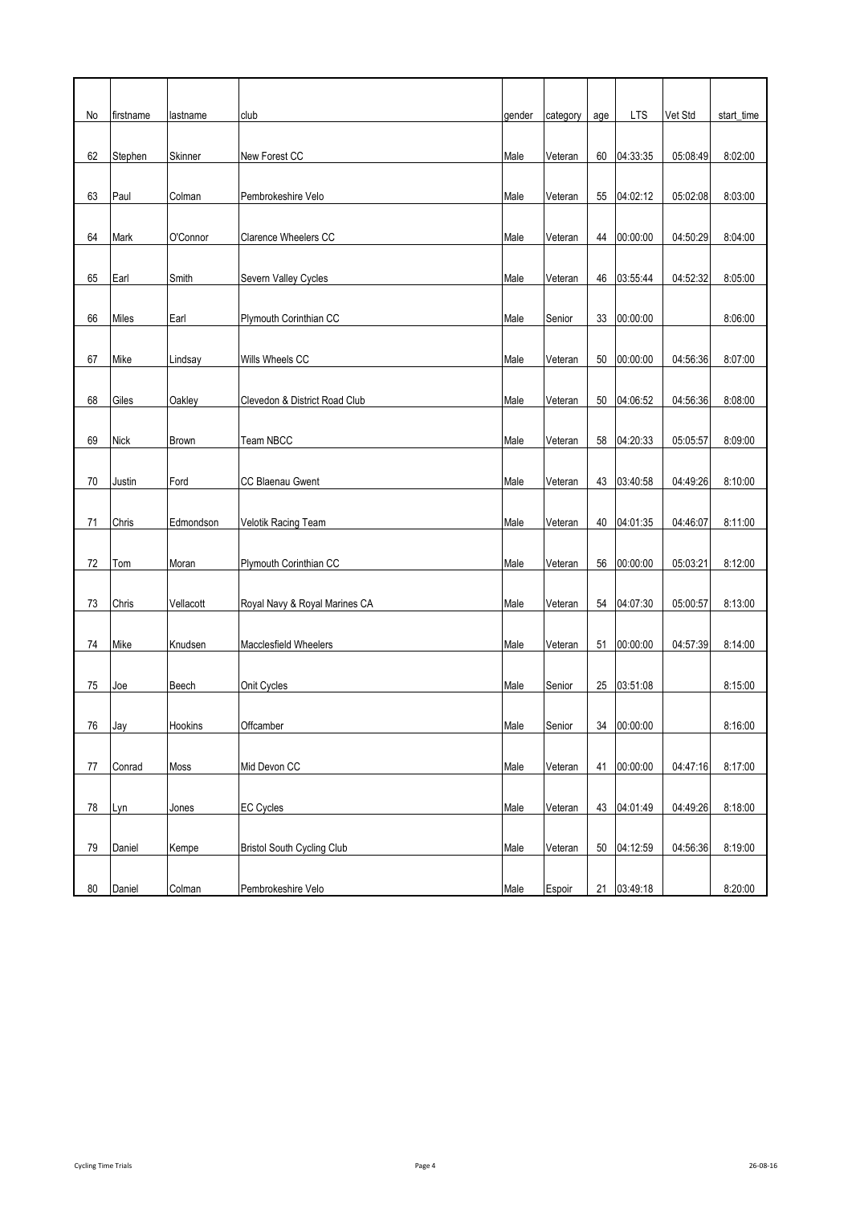| No | firstname | lastname | club | gender | category | age | LTS | Vet Std | start_time |
|---|---|---|---|---|---|---|---|---|---|
| 62 | Stephen | Skinner | New Forest CC | Male | Veteran | 60 | 04:33:35 | 05:08:49 | 8:02:00 |
| 63 | Paul | Colman | Pembrokeshire Velo | Male | Veteran | 55 | 04:02:12 | 05:02:08 | 8:03:00 |
| 64 | Mark | O'Connor | Clarence Wheelers CC | Male | Veteran | 44 | 00:00:00 | 04:50:29 | 8:04:00 |
| 65 | Earl | Smith | Severn Valley Cycles | Male | Veteran | 46 | 03:55:44 | 04:52:32 | 8:05:00 |
| 66 | Miles | Earl | Plymouth Corinthian CC | Male | Senior | 33 | 00:00:00 | | 8:06:00 |
| 67 | Mike | Lindsay | Wills Wheels CC | Male | Veteran | 50 | 00:00:00 | 04:56:36 | 8:07:00 |
| 68 | Giles | Oakley | Clevedon & District Road Club | Male | Veteran | 50 | 04:06:52 | 04:56:36 | 8:08:00 |
| 69 | Nick | Brown | Team NBCC | Male | Veteran | 58 | 04:20:33 | 05:05:57 | 8:09:00 |
| 70 | Justin | Ford | CC Blaenau Gwent | Male | Veteran | 43 | 03:40:58 | 04:49:26 | 8:10:00 |
| 71 | Chris | Edmondson | Velotik Racing Team | Male | Veteran | 40 | 04:01:35 | 04:46:07 | 8:11:00 |
| 72 | Tom | Moran | Plymouth Corinthian CC | Male | Veteran | 56 | 00:00:00 | 05:03:21 | 8:12:00 |
| 73 | Chris | Vellacott | Royal Navy & Royal Marines CA | Male | Veteran | 54 | 04:07:30 | 05:00:57 | 8:13:00 |
| 74 | Mike | Knudsen | Macclesfield Wheelers | Male | Veteran | 51 | 00:00:00 | 04:57:39 | 8:14:00 |
| 75 | Joe | Beech | Onit Cycles | Male | Senior | 25 | 03:51:08 | | 8:15:00 |
| 76 | Jay | Hookins | Offcamber | Male | Senior | 34 | 00:00:00 | | 8:16:00 |
| 77 | Conrad | Moss | Mid Devon CC | Male | Veteran | 41 | 00:00:00 | 04:47:16 | 8:17:00 |
| 78 | Lyn | Jones | EC Cycles | Male | Veteran | 43 | 04:01:49 | 04:49:26 | 8:18:00 |
| 79 | Daniel | Kempe | Bristol South Cycling Club | Male | Veteran | 50 | 04:12:59 | 04:56:36 | 8:19:00 |
| 80 | Daniel | Colman | Pembrokeshire Velo | Male | Espoir | 21 | 03:49:18 | | 8:20:00 |